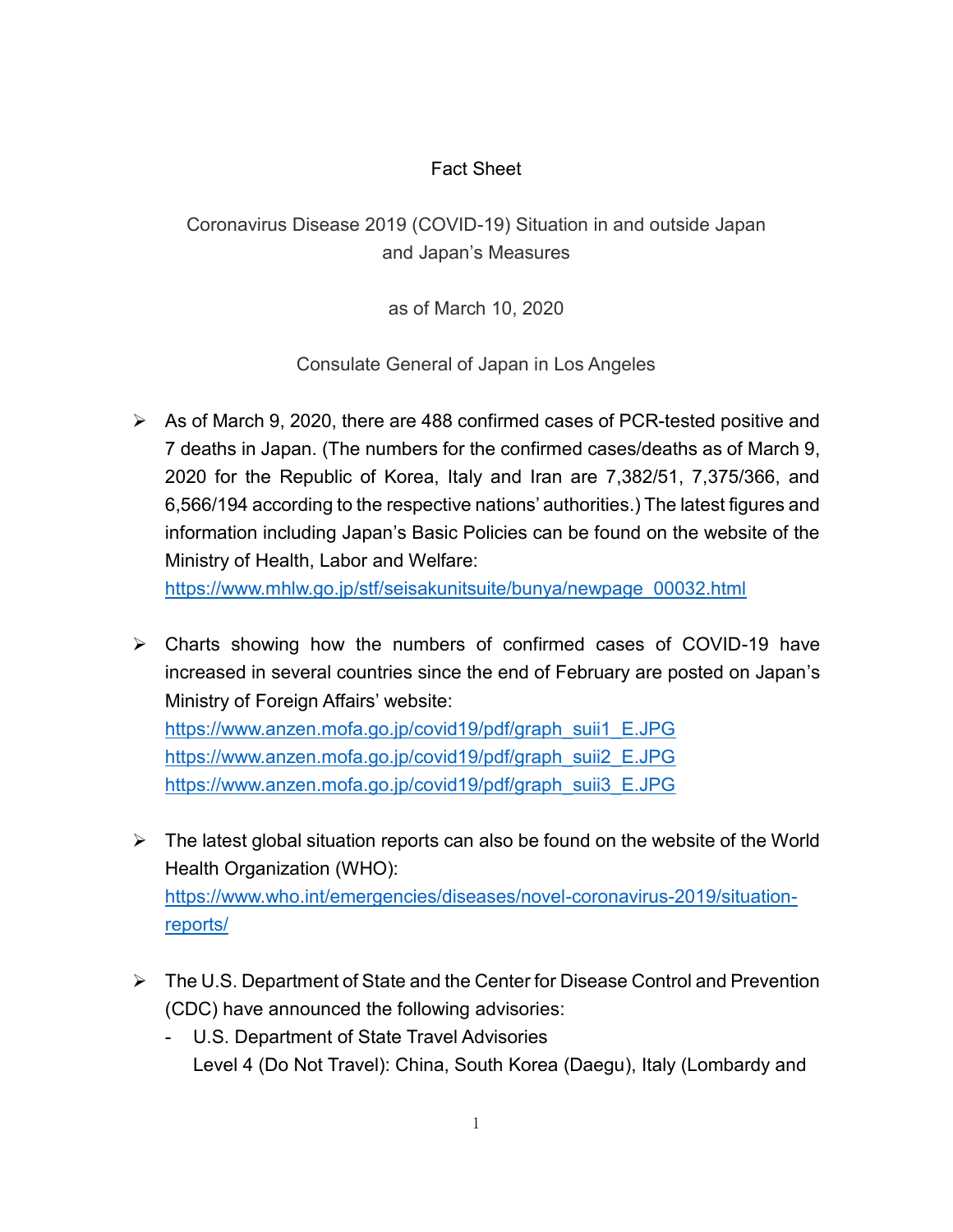Fact Sheet

Coronavirus Disease 2019 (COVID-19) Situation in and outside Japan and Japan's Measures

as of March 10, 2020

Consulate General of Japan in Los Angeles

- As of March 9, 2020, there are 488 confirmed cases of PCR-tested positive and 7 deaths in Japan. (The numbers for the confirmed cases/deaths as of March 9, 2020 for the Republic of Korea, Italy and Iran are 7,382/51, 7,375/366, and 6,566/194 according to the respective nations' authorities.) The latest figures and information including Japan's Basic Policies can be found on the website of the Ministry of Health, Labor and Welfare:
  https://www.mhlw.go.jp/stf/seisakunitsuite/bunya/newpage_00032.html

- Charts showing how the numbers of confirmed cases of COVID-19 have increased in several countries since the end of February are posted on Japan's Ministry of Foreign Affairs' website:
  https://www.anzen.mofa.go.jp/covid19/pdf/graph_suii1_E.JPG
  https://www.anzen.mofa.go.jp/covid19/pdf/graph_suii2_E.JPG
  https://www.anzen.mofa.go.jp/covid19/pdf/graph_suii3_E.JPG

- The latest global situation reports can also be found on the website of the World Health Organization (WHO):
  https://www.who.int/emergencies/diseases/novel-coronavirus-2019/situation-reports/

- The U.S. Department of State and the Center for Disease Control and Prevention (CDC) have announced the following advisories:
  - U.S. Department of State Travel Advisories
    Level 4 (Do Not Travel): China, South Korea (Daegu), Italy (Lombardy and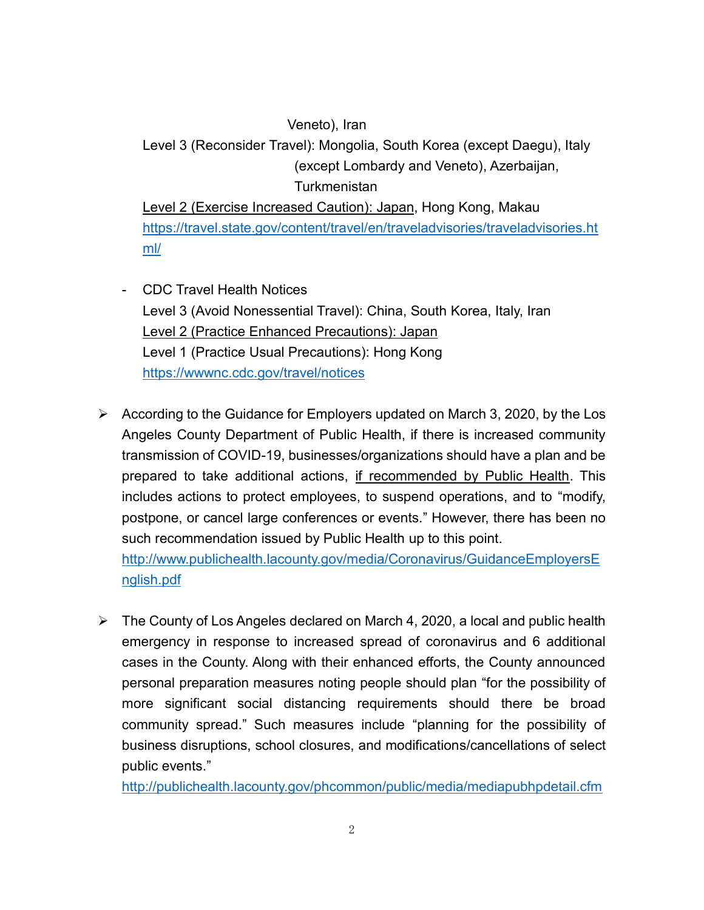Veneto), Iran

Level 3 (Reconsider Travel): Mongolia, South Korea (except Daegu), Italy (except Lombardy and Veneto), Azerbaijan, Turkmenistan

<u>Level 2 (Exercise Increased Caution): Japan</u>, Hong Kong, Makau

https://travel.state.gov/content/travel/en/traveladvisories/traveladvisories.html/

- CDC Travel Health Notices

  Level 3 (Avoid Nonessential Travel): China, South Korea, Italy, Iran

  <u>Level 2 (Practice Enhanced Precautions): Japan</u>

  Level 1 (Practice Usual Precautions): Hong Kong

  https://wwwnc.cdc.gov/travel/notices

➢ According to the Guidance for Employers updated on March 3, 2020, by the Los Angeles County Department of Public Health, if there is increased community transmission of COVID-19, businesses/organizations should have a plan and be prepared to take additional actions, <u>if recommended by Public Health</u>. This includes actions to protect employees, to suspend operations, and to "modify, postpone, or cancel large conferences or events." However, there has been no such recommendation issued by Public Health up to this point.
http://www.publichealth.lacounty.gov/media/Coronavirus/GuidanceEmployersEnglish.pdf

➢ The County of Los Angeles declared on March 4, 2020, a local and public health emergency in response to increased spread of coronavirus and 6 additional cases in the County. Along with their enhanced efforts, the County announced personal preparation measures noting people should plan "for the possibility of more significant social distancing requirements should there be broad community spread." Such measures include "planning for the possibility of business disruptions, school closures, and modifications/cancellations of select public events."
http://publichealth.lacounty.gov/phcommon/public/media/mediapubhpdetail.cfm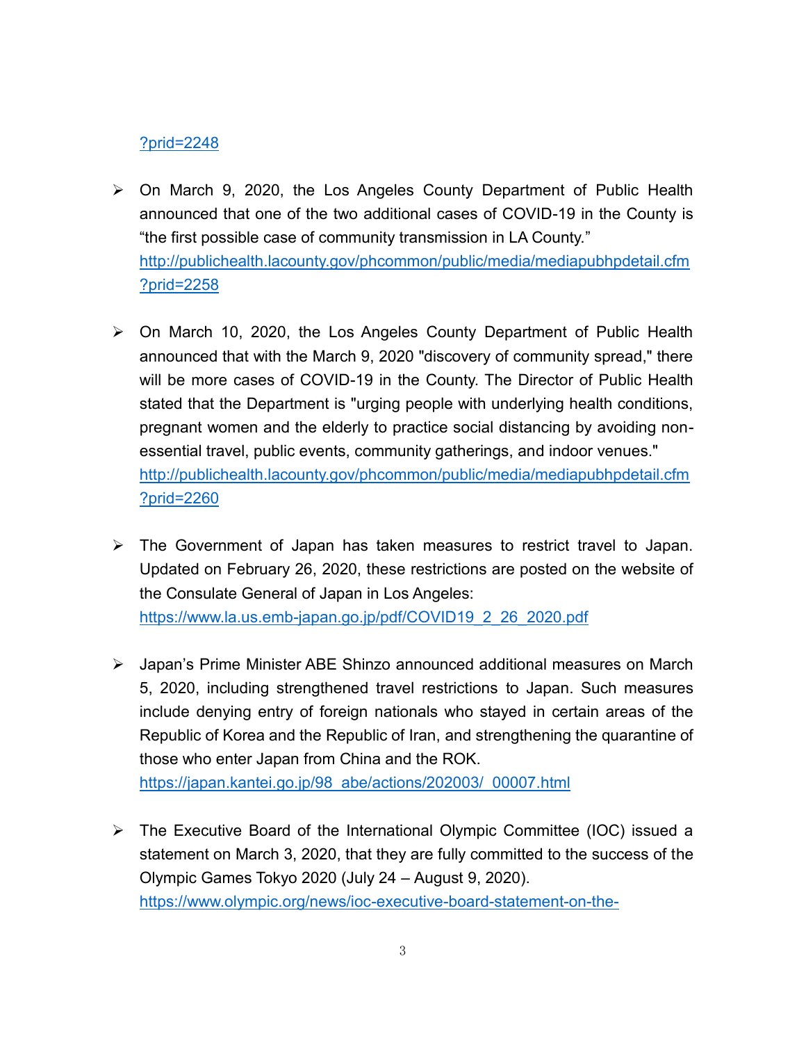?prid=2248

- On March 9, 2020, the Los Angeles County Department of Public Health announced that one of the two additional cases of COVID-19 in the County is "the first possible case of community transmission in LA County."
  http://publichealth.lacounty.gov/phcommon/public/media/mediapubhpdetail.cfm?prid=2258

- On March 10, 2020, the Los Angeles County Department of Public Health announced that with the March 9, 2020 "discovery of community spread," there will be more cases of COVID-19 in the County. The Director of Public Health stated that the Department is "urging people with underlying health conditions, pregnant women and the elderly to practice social distancing by avoiding non-essential travel, public events, community gatherings, and indoor venues."
  http://publichealth.lacounty.gov/phcommon/public/media/mediapubhpdetail.cfm?prid=2260

- The Government of Japan has taken measures to restrict travel to Japan. Updated on February 26, 2020, these restrictions are posted on the website of the Consulate General of Japan in Los Angeles:
  https://www.la.us.emb-japan.go.jp/pdf/COVID19_2_26_2020.pdf

- Japan's Prime Minister ABE Shinzo announced additional measures on March 5, 2020, including strengthened travel restrictions to Japan. Such measures include denying entry of foreign nationals who stayed in certain areas of the Republic of Korea and the Republic of Iran, and strengthening the quarantine of those who enter Japan from China and the ROK.
  https://japan.kantei.go.jp/98_abe/actions/202003/_00007.html

- The Executive Board of the International Olympic Committee (IOC) issued a statement on March 3, 2020, that they are fully committed to the success of the Olympic Games Tokyo 2020 (July 24 – August 9, 2020).
  https://www.olympic.org/news/ioc-executive-board-statement-on-the-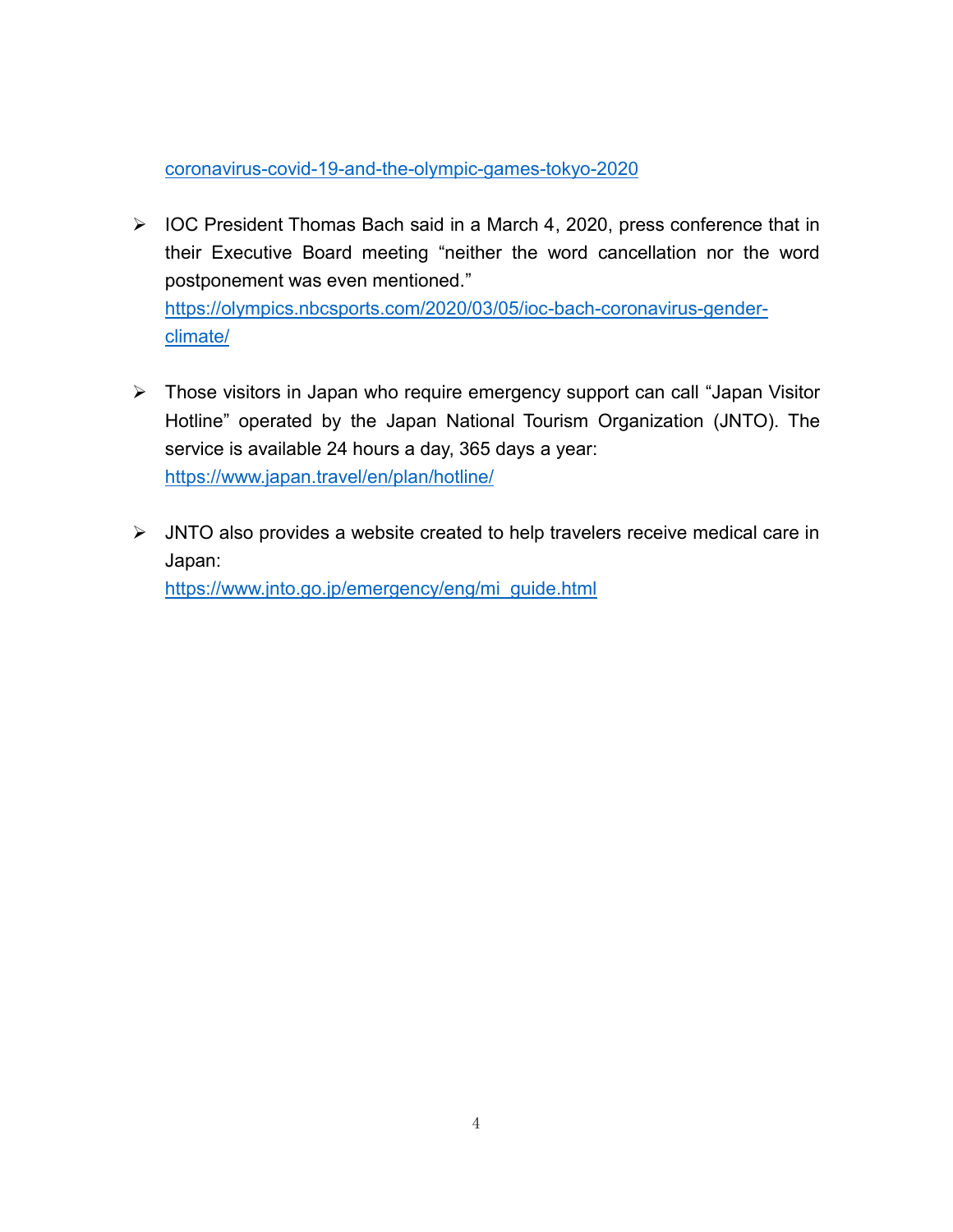coronavirus-covid-19-and-the-olympic-games-tokyo-2020

- IOC President Thomas Bach said in a March 4, 2020, press conference that in their Executive Board meeting “neither the word cancellation nor the word postponement was even mentioned.”
  https://olympics.nbcsports.com/2020/03/05/ioc-bach-coronavirus-gender-climate/

- Those visitors in Japan who require emergency support can call “Japan Visitor Hotline” operated by the Japan National Tourism Organization (JNTO). The service is available 24 hours a day, 365 days a year:
  https://www.japan.travel/en/plan/hotline/

- JNTO also provides a website created to help travelers receive medical care in Japan:
  https://www.jnto.go.jp/emergency/eng/mi_guide.html